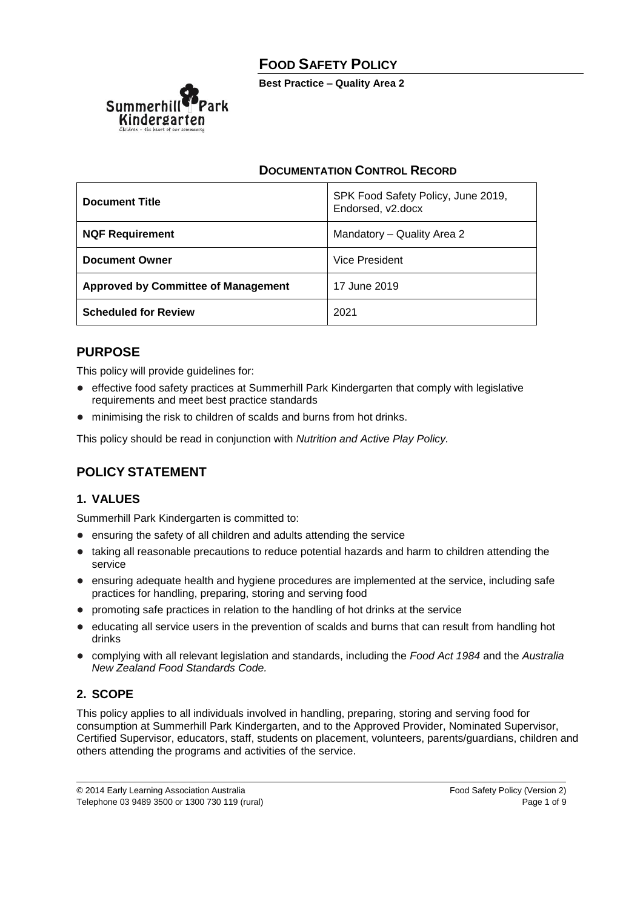# FOOD SAFETY POLICY

**Best Practice – Quality Area 2**

## DOCUMENTATION CONTROL RECORD

| **Document Title** | SPK Food Safety Policy, June 2019, Endorsed, v2.docx |
| --- | --- |
| **NQF Requirement** | Mandatory – Quality Area 2 |
| **Document Owner** | Vice President |
| **Approved by Committee of Management** | 17 June 2019 |
| **Scheduled for Review** | 2021 |

## PURPOSE

This policy will provide guidelines for:

- effective food safety practices at Summerhill Park Kindergarten that comply with legislative requirements and meet best practice standards
- minimising the risk to children of scalds and burns from hot drinks.

This policy should be read in conjunction with *Nutrition and Active Play Policy.*

## POLICY STATEMENT

### 1. VALUES

Summerhill Park Kindergarten is committed to:

- ensuring the safety of all children and adults attending the service
- taking all reasonable precautions to reduce potential hazards and harm to children attending the service
- ensuring adequate health and hygiene procedures are implemented at the service, including safe practices for handling, preparing, storing and serving food
- promoting safe practices in relation to the handling of hot drinks at the service
- educating all service users in the prevention of scalds and burns that can result from handling hot drinks
- complying with all relevant legislation and standards, including the *Food Act 1984* and the *Australia New Zealand Food Standards Code.*

### 2. SCOPE

This policy applies to all individuals involved in handling, preparing, storing and serving food for consumption at Summerhill Park Kindergarten, and to the Approved Provider, Nominated Supervisor, Certified Supervisor, educators, staff, students on placement, volunteers, parents/guardians, children and others attending the programs and activities of the service.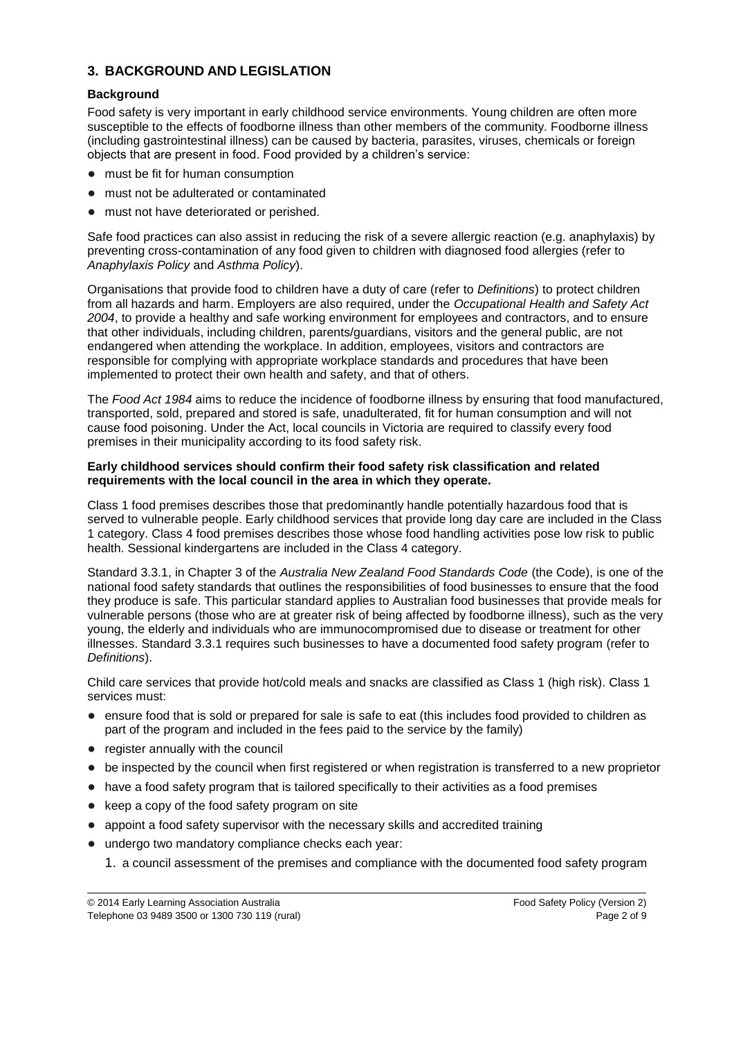## 3. BACKGROUND AND LEGISLATION

### Background

Food safety is very important in early childhood service environments. Young children are often more susceptible to the effects of foodborne illness than other members of the community. Foodborne illness (including gastrointestinal illness) can be caused by bacteria, parasites, viruses, chemicals or foreign objects that are present in food. Food provided by a children's service:

- must be fit for human consumption
- must not be adulterated or contaminated
- must not have deteriorated or perished.

Safe food practices can also assist in reducing the risk of a severe allergic reaction (e.g. anaphylaxis) by preventing cross-contamination of any food given to children with diagnosed food allergies (refer to *Anaphylaxis Policy* and *Asthma Policy*).

Organisations that provide food to children have a duty of care (refer to *Definitions*) to protect children from all hazards and harm. Employers are also required, under the *Occupational Health and Safety Act 2004*, to provide a healthy and safe working environment for employees and contractors, and to ensure that other individuals, including children, parents/guardians, visitors and the general public, are not endangered when attending the workplace. In addition, employees, visitors and contractors are responsible for complying with appropriate workplace standards and procedures that have been implemented to protect their own health and safety, and that of others.

The *Food Act 1984* aims to reduce the incidence of foodborne illness by ensuring that food manufactured, transported, sold, prepared and stored is safe, unadulterated, fit for human consumption and will not cause food poisoning. Under the Act, local councils in Victoria are required to classify every food premises in their municipality according to its food safety risk.

**Early childhood services should confirm their food safety risk classification and related requirements with the local council in the area in which they operate.**

Class 1 food premises describes those that predominantly handle potentially hazardous food that is served to vulnerable people. Early childhood services that provide long day care are included in the Class 1 category. Class 4 food premises describes those whose food handling activities pose low risk to public health. Sessional kindergartens are included in the Class 4 category.

Standard 3.3.1, in Chapter 3 of the *Australia New Zealand Food Standards Code* (the Code), is one of the national food safety standards that outlines the responsibilities of food businesses to ensure that the food they produce is safe. This particular standard applies to Australian food businesses that provide meals for vulnerable persons (those who are at greater risk of being affected by foodborne illness), such as the very young, the elderly and individuals who are immunocompromised due to disease or treatment for other illnesses. Standard 3.3.1 requires such businesses to have a documented food safety program (refer to *Definitions*).

Child care services that provide hot/cold meals and snacks are classified as Class 1 (high risk). Class 1 services must:

- ensure food that is sold or prepared for sale is safe to eat (this includes food provided to children as part of the program and included in the fees paid to the service by the family)
- register annually with the council
- be inspected by the council when first registered or when registration is transferred to a new proprietor
- have a food safety program that is tailored specifically to their activities as a food premises
- keep a copy of the food safety program on site
- appoint a food safety supervisor with the necessary skills and accredited training
- undergo two mandatory compliance checks each year:
  1. a council assessment of the premises and compliance with the documented food safety program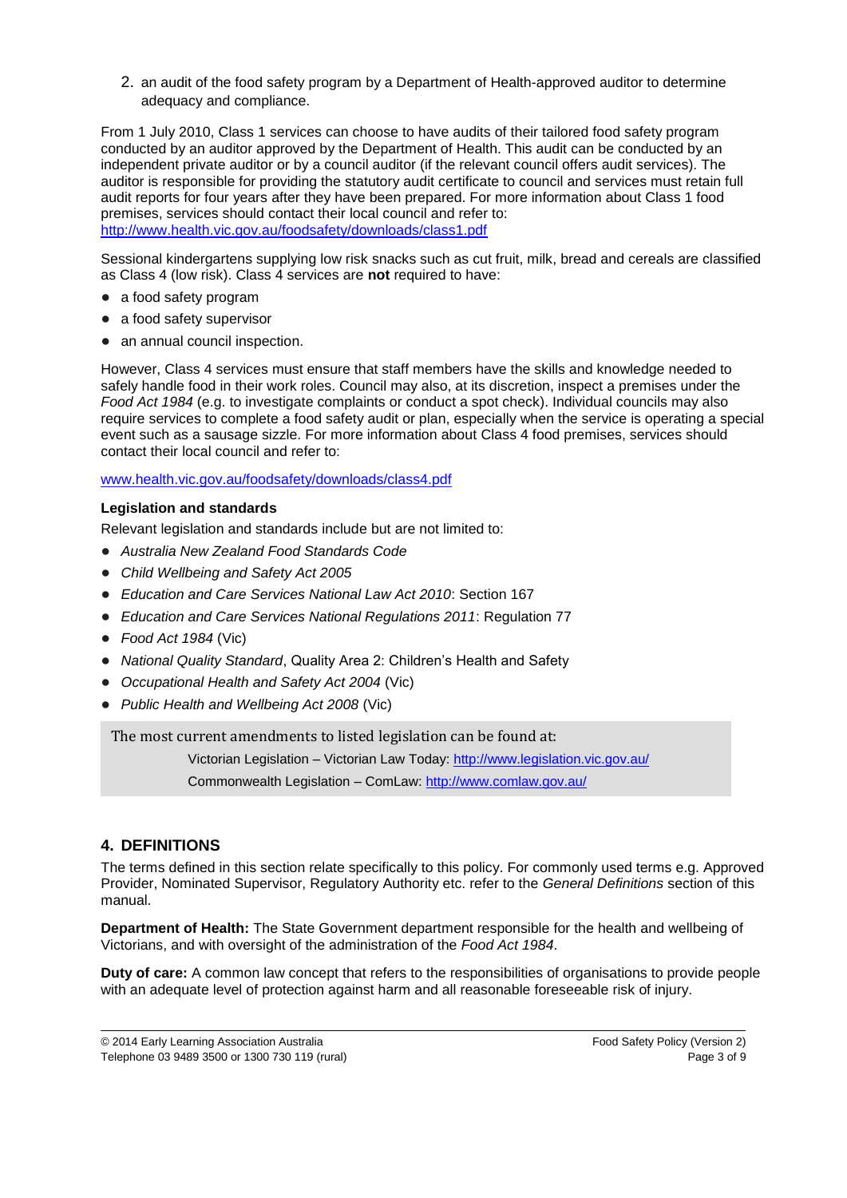2. an audit of the food safety program by a Department of Health-approved auditor to determine adequacy and compliance.

From 1 July 2010, Class 1 services can choose to have audits of their tailored food safety program conducted by an auditor approved by the Department of Health. This audit can be conducted by an independent private auditor or by a council auditor (if the relevant council offers audit services). The auditor is responsible for providing the statutory audit certificate to council and services must retain full audit reports for four years after they have been prepared. For more information about Class 1 food premises, services should contact their local council and refer to: http://www.health.vic.gov.au/foodsafety/downloads/class1.pdf

Sessional kindergartens supplying low risk snacks such as cut fruit, milk, bread and cereals are classified as Class 4 (low risk). Class 4 services are **not** required to have:

- a food safety program
- a food safety supervisor
- an annual council inspection.

However, Class 4 services must ensure that staff members have the skills and knowledge needed to safely handle food in their work roles. Council may also, at its discretion, inspect a premises under the *Food Act 1984* (e.g. to investigate complaints or conduct a spot check). Individual councils may also require services to complete a food safety audit or plan, especially when the service is operating a special event such as a sausage sizzle. For more information about Class 4 food premises, services should contact their local council and refer to:

www.health.vic.gov.au/foodsafety/downloads/class4.pdf

**Legislation and standards**

Relevant legislation and standards include but are not limited to:

- *Australia New Zealand Food Standards Code*
- *Child Wellbeing and Safety Act 2005*
- *Education and Care Services National Law Act 2010*: Section 167
- *Education and Care Services National Regulations 2011*: Regulation 77
- *Food Act 1984* (Vic)
- *National Quality Standard*, Quality Area 2: Children's Health and Safety
- *Occupational Health and Safety Act 2004* (Vic)
- *Public Health and Wellbeing Act 2008* (Vic)

The most current amendments to listed legislation can be found at:

Victorian Legislation – Victorian Law Today: http://www.legislation.vic.gov.au/

Commonwealth Legislation – ComLaw: http://www.comlaw.gov.au/

## 4. DEFINITIONS

The terms defined in this section relate specifically to this policy. For commonly used terms e.g. Approved Provider, Nominated Supervisor, Regulatory Authority etc. refer to the *General Definitions* section of this manual.

**Department of Health:** The State Government department responsible for the health and wellbeing of Victorians, and with oversight of the administration of the *Food Act 1984*.

**Duty of care:** A common law concept that refers to the responsibilities of organisations to provide people with an adequate level of protection against harm and all reasonable foreseeable risk of injury.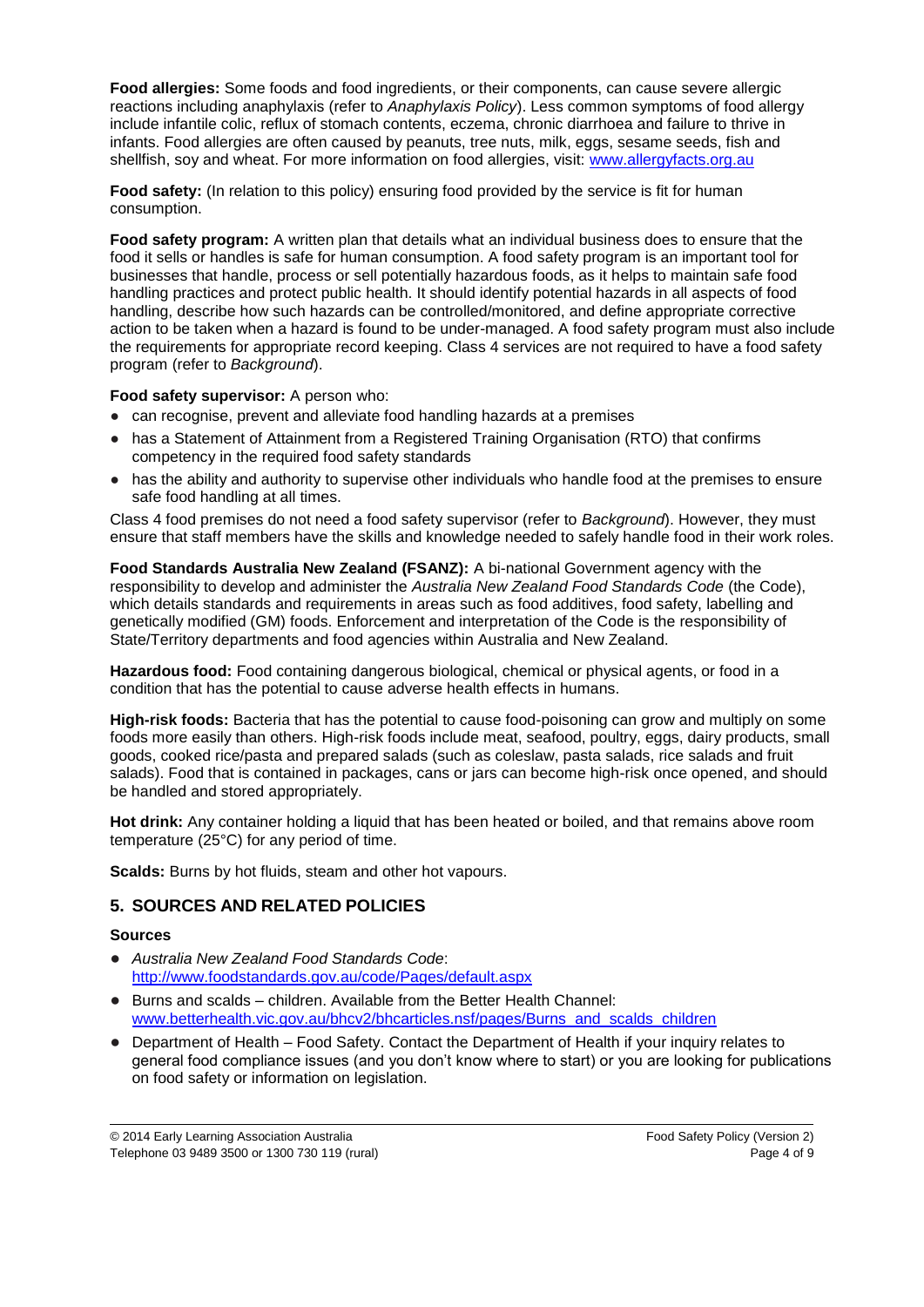**Food allergies:** Some foods and food ingredients, or their components, can cause severe allergic reactions including anaphylaxis (refer to *Anaphylaxis Policy*). Less common symptoms of food allergy include infantile colic, reflux of stomach contents, eczema, chronic diarrhoea and failure to thrive in infants. Food allergies are often caused by peanuts, tree nuts, milk, eggs, sesame seeds, fish and shellfish, soy and wheat. For more information on food allergies, visit: www.allergyfacts.org.au

**Food safety:** (In relation to this policy) ensuring food provided by the service is fit for human consumption.

**Food safety program:** A written plan that details what an individual business does to ensure that the food it sells or handles is safe for human consumption. A food safety program is an important tool for businesses that handle, process or sell potentially hazardous foods, as it helps to maintain safe food handling practices and protect public health. It should identify potential hazards in all aspects of food handling, describe how such hazards can be controlled/monitored, and define appropriate corrective action to be taken when a hazard is found to be under-managed. A food safety program must also include the requirements for appropriate record keeping. Class 4 services are not required to have a food safety program (refer to *Background*).

**Food safety supervisor:** A person who:

- can recognise, prevent and alleviate food handling hazards at a premises
- has a Statement of Attainment from a Registered Training Organisation (RTO) that confirms competency in the required food safety standards
- has the ability and authority to supervise other individuals who handle food at the premises to ensure safe food handling at all times.

Class 4 food premises do not need a food safety supervisor (refer to *Background*). However, they must ensure that staff members have the skills and knowledge needed to safely handle food in their work roles.

**Food Standards Australia New Zealand (FSANZ):** A bi-national Government agency with the responsibility to develop and administer the *Australia New Zealand Food Standards Code* (the Code), which details standards and requirements in areas such as food additives, food safety, labelling and genetically modified (GM) foods. Enforcement and interpretation of the Code is the responsibility of State/Territory departments and food agencies within Australia and New Zealand.

**Hazardous food:** Food containing dangerous biological, chemical or physical agents, or food in a condition that has the potential to cause adverse health effects in humans.

**High-risk foods:** Bacteria that has the potential to cause food-poisoning can grow and multiply on some foods more easily than others. High-risk foods include meat, seafood, poultry, eggs, dairy products, small goods, cooked rice/pasta and prepared salads (such as coleslaw, pasta salads, rice salads and fruit salads). Food that is contained in packages, cans or jars can become high-risk once opened, and should be handled and stored appropriately.

**Hot drink:** Any container holding a liquid that has been heated or boiled, and that remains above room temperature (25°C) for any period of time.

**Scalds:** Burns by hot fluids, steam and other hot vapours.

## 5. SOURCES AND RELATED POLICIES

### Sources

- *Australia New Zealand Food Standards Code*: http://www.foodstandards.gov.au/code/Pages/default.aspx
- Burns and scalds – children. Available from the Better Health Channel: www.betterhealth.vic.gov.au/bhcv2/bhcarticles.nsf/pages/Burns_and_scalds_children
- Department of Health – Food Safety. Contact the Department of Health if your inquiry relates to general food compliance issues (and you don't know where to start) or you are looking for publications on food safety or information on legislation.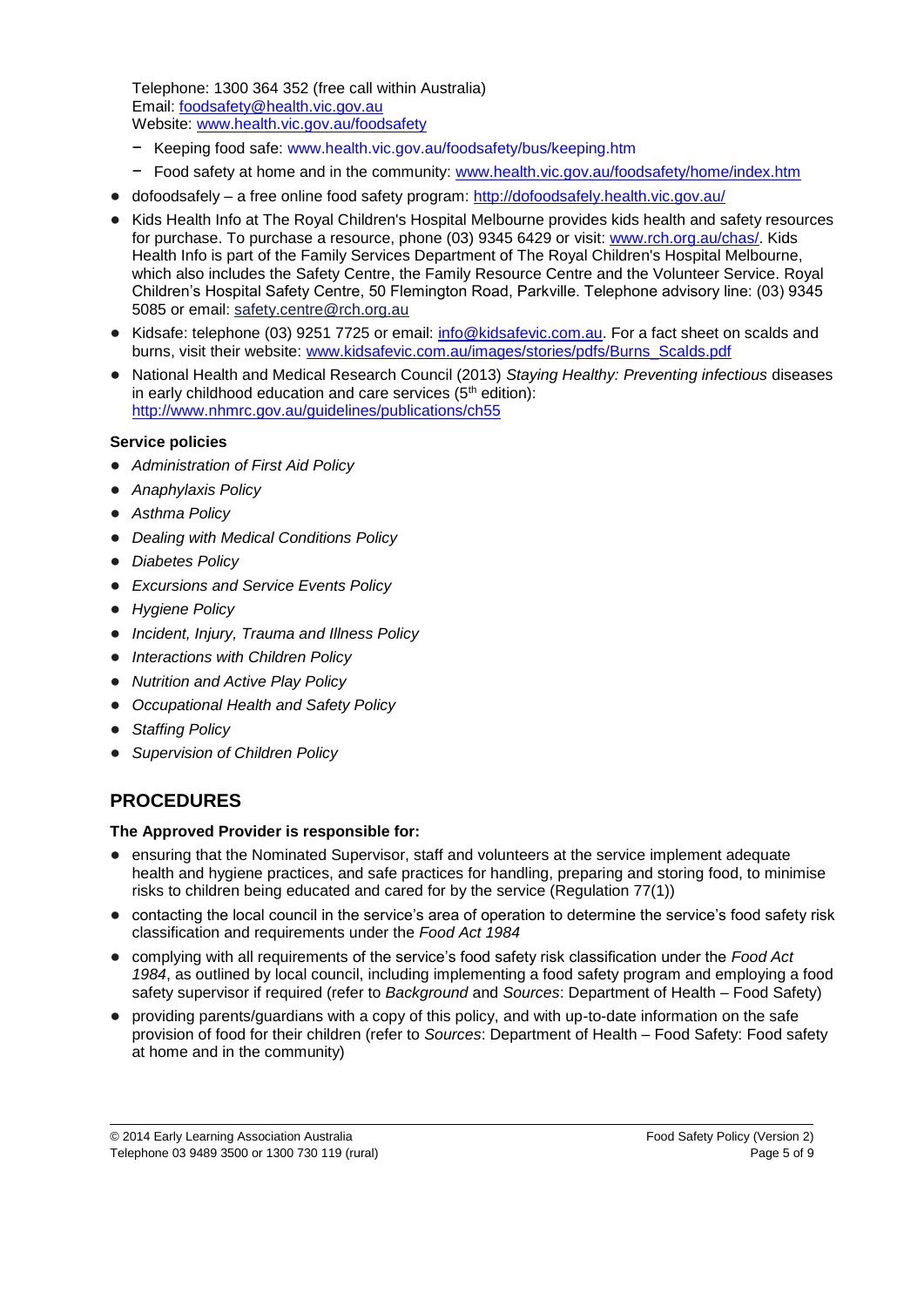Telephone: 1300 364 352 (free call within Australia)
Email: foodsafety@health.vic.gov.au
Website: www.health.vic.gov.au/foodsafety

- Keeping food safe: www.health.vic.gov.au/foodsafety/bus/keeping.htm
- Food safety at home and in the community: www.health.vic.gov.au/foodsafety/home/index.htm

- dofoodsafely – a free online food safety program: http://dofoodsafely.health.vic.gov.au/
- Kids Health Info at The Royal Children's Hospital Melbourne provides kids health and safety resources for purchase. To purchase a resource, phone (03) 9345 6429 or visit: www.rch.org.au/chas/. Kids Health Info is part of the Family Services Department of The Royal Children's Hospital Melbourne, which also includes the Safety Centre, the Family Resource Centre and the Volunteer Service. Royal Children's Hospital Safety Centre, 50 Flemington Road, Parkville. Telephone advisory line: (03) 9345 5085 or email: safety.centre@rch.org.au
- Kidsafe: telephone (03) 9251 7725 or email: info@kidsafevic.com.au. For a fact sheet on scalds and burns, visit their website: www.kidsafevic.com.au/images/stories/pdfs/Burns_Scalds.pdf
- National Health and Medical Research Council (2013) *Staying Healthy: Preventing infectious* diseases in early childhood education and care services (5th edition): http://www.nhmrc.gov.au/guidelines/publications/ch55

**Service policies**

- *Administration of First Aid Policy*
- *Anaphylaxis Policy*
- *Asthma Policy*
- *Dealing with Medical Conditions Policy*
- *Diabetes Policy*
- *Excursions and Service Events Policy*
- *Hygiene Policy*
- *Incident, Injury, Trauma and Illness Policy*
- *Interactions with Children Policy*
- *Nutrition and Active Play Policy*
- *Occupational Health and Safety Policy*
- *Staffing Policy*
- *Supervision of Children Policy*

## PROCEDURES

**The Approved Provider is responsible for:**

- ensuring that the Nominated Supervisor, staff and volunteers at the service implement adequate health and hygiene practices, and safe practices for handling, preparing and storing food, to minimise risks to children being educated and cared for by the service (Regulation 77(1))
- contacting the local council in the service's area of operation to determine the service's food safety risk classification and requirements under the *Food Act 1984*
- complying with all requirements of the service's food safety risk classification under the *Food Act 1984*, as outlined by local council, including implementing a food safety program and employing a food safety supervisor if required (refer to *Background* and *Sources*: Department of Health – Food Safety)
- providing parents/guardians with a copy of this policy, and with up-to-date information on the safe provision of food for their children (refer to *Sources*: Department of Health – Food Safety: Food safety at home and in the community)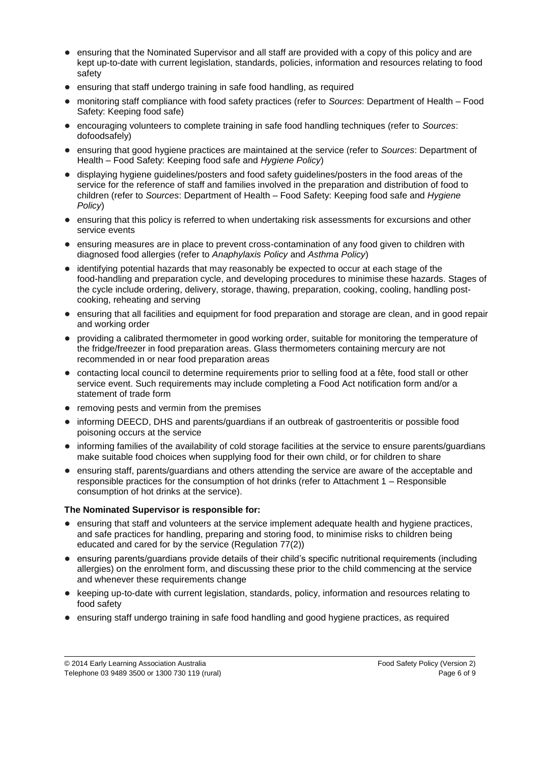- ensuring that the Nominated Supervisor and all staff are provided with a copy of this policy and are kept up-to-date with current legislation, standards, policies, information and resources relating to food safety
- ensuring that staff undergo training in safe food handling, as required
- monitoring staff compliance with food safety practices (refer to *Sources*: Department of Health – Food Safety: Keeping food safe)
- encouraging volunteers to complete training in safe food handling techniques (refer to *Sources*: dofoodsafely)
- ensuring that good hygiene practices are maintained at the service (refer to *Sources*: Department of Health – Food Safety: Keeping food safe and *Hygiene Policy*)
- displaying hygiene guidelines/posters and food safety guidelines/posters in the food areas of the service for the reference of staff and families involved in the preparation and distribution of food to children (refer to *Sources*: Department of Health – Food Safety: Keeping food safe and *Hygiene Policy*)
- ensuring that this policy is referred to when undertaking risk assessments for excursions and other service events
- ensuring measures are in place to prevent cross-contamination of any food given to children with diagnosed food allergies (refer to *Anaphylaxis Policy* and *Asthma Policy*)
- identifying potential hazards that may reasonably be expected to occur at each stage of the food-handling and preparation cycle, and developing procedures to minimise these hazards. Stages of the cycle include ordering, delivery, storage, thawing, preparation, cooking, cooling, handling post-cooking, reheating and serving
- ensuring that all facilities and equipment for food preparation and storage are clean, and in good repair and working order
- providing a calibrated thermometer in good working order, suitable for monitoring the temperature of the fridge/freezer in food preparation areas. Glass thermometers containing mercury are not recommended in or near food preparation areas
- contacting local council to determine requirements prior to selling food at a fête, food stall or other service event. Such requirements may include completing a Food Act notification form and/or a statement of trade form
- removing pests and vermin from the premises
- informing DEECD, DHS and parents/guardians if an outbreak of gastroenteritis or possible food poisoning occurs at the service
- informing families of the availability of cold storage facilities at the service to ensure parents/guardians make suitable food choices when supplying food for their own child, or for children to share
- ensuring staff, parents/guardians and others attending the service are aware of the acceptable and responsible practices for the consumption of hot drinks (refer to Attachment 1 – Responsible consumption of hot drinks at the service).

**The Nominated Supervisor is responsible for:**

- ensuring that staff and volunteers at the service implement adequate health and hygiene practices, and safe practices for handling, preparing and storing food, to minimise risks to children being educated and cared for by the service (Regulation 77(2))
- ensuring parents/guardians provide details of their child's specific nutritional requirements (including allergies) on the enrolment form, and discussing these prior to the child commencing at the service and whenever these requirements change
- keeping up-to-date with current legislation, standards, policy, information and resources relating to food safety
- ensuring staff undergo training in safe food handling and good hygiene practices, as required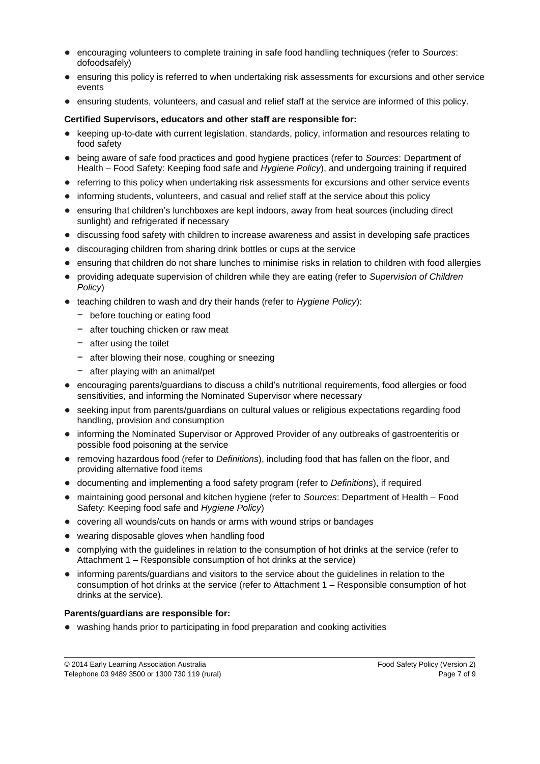- encouraging volunteers to complete training in safe food handling techniques (refer to *Sources*: dofoodsafely)
- ensuring this policy is referred to when undertaking risk assessments for excursions and other service events
- ensuring students, volunteers, and casual and relief staff at the service are informed of this policy.

**Certified Supervisors, educators and other staff are responsible for:**

- keeping up-to-date with current legislation, standards, policy, information and resources relating to food safety
- being aware of safe food practices and good hygiene practices (refer to *Sources*: Department of Health – Food Safety: Keeping food safe and *Hygiene Policy*), and undergoing training if required
- referring to this policy when undertaking risk assessments for excursions and other service events
- informing students, volunteers, and casual and relief staff at the service about this policy
- ensuring that children's lunchboxes are kept indoors, away from heat sources (including direct sunlight) and refrigerated if necessary
- discussing food safety with children to increase awareness and assist in developing safe practices
- discouraging children from sharing drink bottles or cups at the service
- ensuring that children do not share lunches to minimise risks in relation to children with food allergies
- providing adequate supervision of children while they are eating (refer to *Supervision of Children Policy*)
- teaching children to wash and dry their hands (refer to *Hygiene Policy*):
  - before touching or eating food
  - after touching chicken or raw meat
  - after using the toilet
  - after blowing their nose, coughing or sneezing
  - after playing with an animal/pet
- encouraging parents/guardians to discuss a child's nutritional requirements, food allergies or food sensitivities, and informing the Nominated Supervisor where necessary
- seeking input from parents/guardians on cultural values or religious expectations regarding food handling, provision and consumption
- informing the Nominated Supervisor or Approved Provider of any outbreaks of gastroenteritis or possible food poisoning at the service
- removing hazardous food (refer to *Definitions*), including food that has fallen on the floor, and providing alternative food items
- documenting and implementing a food safety program (refer to *Definitions*), if required
- maintaining good personal and kitchen hygiene (refer to *Sources*: Department of Health – Food Safety: Keeping food safe and *Hygiene Policy*)
- covering all wounds/cuts on hands or arms with wound strips or bandages
- wearing disposable gloves when handling food
- complying with the guidelines in relation to the consumption of hot drinks at the service (refer to Attachment 1 – Responsible consumption of hot drinks at the service)
- informing parents/guardians and visitors to the service about the guidelines in relation to the consumption of hot drinks at the service (refer to Attachment 1 – Responsible consumption of hot drinks at the service).

**Parents/guardians are responsible for:**

- washing hands prior to participating in food preparation and cooking activities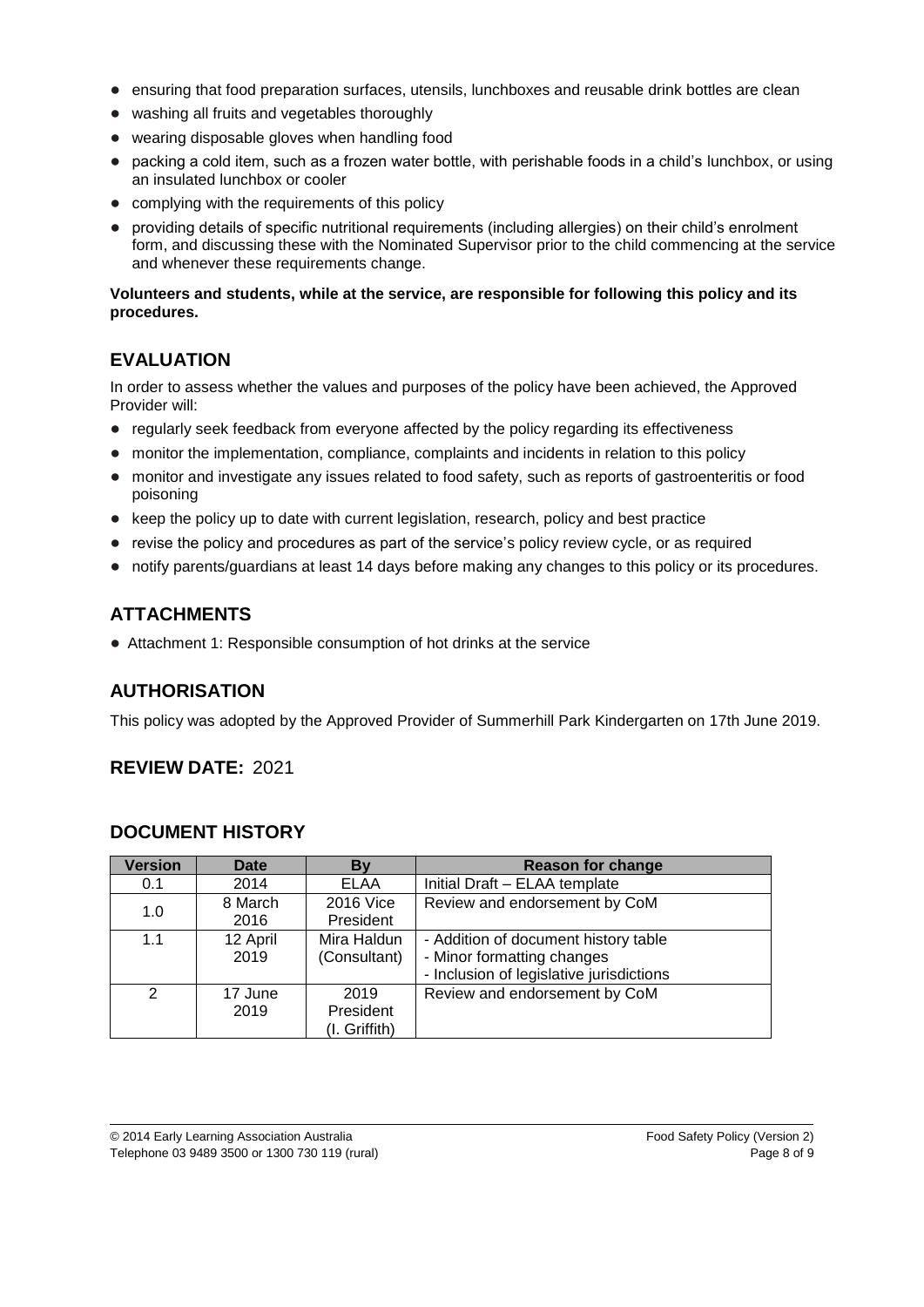- ensuring that food preparation surfaces, utensils, lunchboxes and reusable drink bottles are clean
- washing all fruits and vegetables thoroughly
- wearing disposable gloves when handling food
- packing a cold item, such as a frozen water bottle, with perishable foods in a child's lunchbox, or using an insulated lunchbox or cooler
- complying with the requirements of this policy
- providing details of specific nutritional requirements (including allergies) on their child's enrolment form, and discussing these with the Nominated Supervisor prior to the child commencing at the service and whenever these requirements change.

**Volunteers and students, while at the service, are responsible for following this policy and its procedures.**

## EVALUATION

In order to assess whether the values and purposes of the policy have been achieved, the Approved Provider will:

- regularly seek feedback from everyone affected by the policy regarding its effectiveness
- monitor the implementation, compliance, complaints and incidents in relation to this policy
- monitor and investigate any issues related to food safety, such as reports of gastroenteritis or food poisoning
- keep the policy up to date with current legislation, research, policy and best practice
- revise the policy and procedures as part of the service's policy review cycle, or as required
- notify parents/guardians at least 14 days before making any changes to this policy or its procedures.

## ATTACHMENTS

- Attachment 1: Responsible consumption of hot drinks at the service

## AUTHORISATION

This policy was adopted by the Approved Provider of Summerhill Park Kindergarten on 17th June 2019.

## REVIEW DATE: 2021

## DOCUMENT HISTORY

| Version | Date | By | Reason for change |
|---|---|---|---|
| 0.1 | 2014 | ELAA | Initial Draft – ELAA template |
| 1.0 | 8 March 2016 | 2016 Vice President | Review and endorsement by CoM |
| 1.1 | 12 April 2019 | Mira Haldun (Consultant) | - Addition of document history table<br>- Minor formatting changes<br>- Inclusion of legislative jurisdictions |
| 2 | 17 June 2019 | 2019 President (I. Griffith) | Review and endorsement by CoM |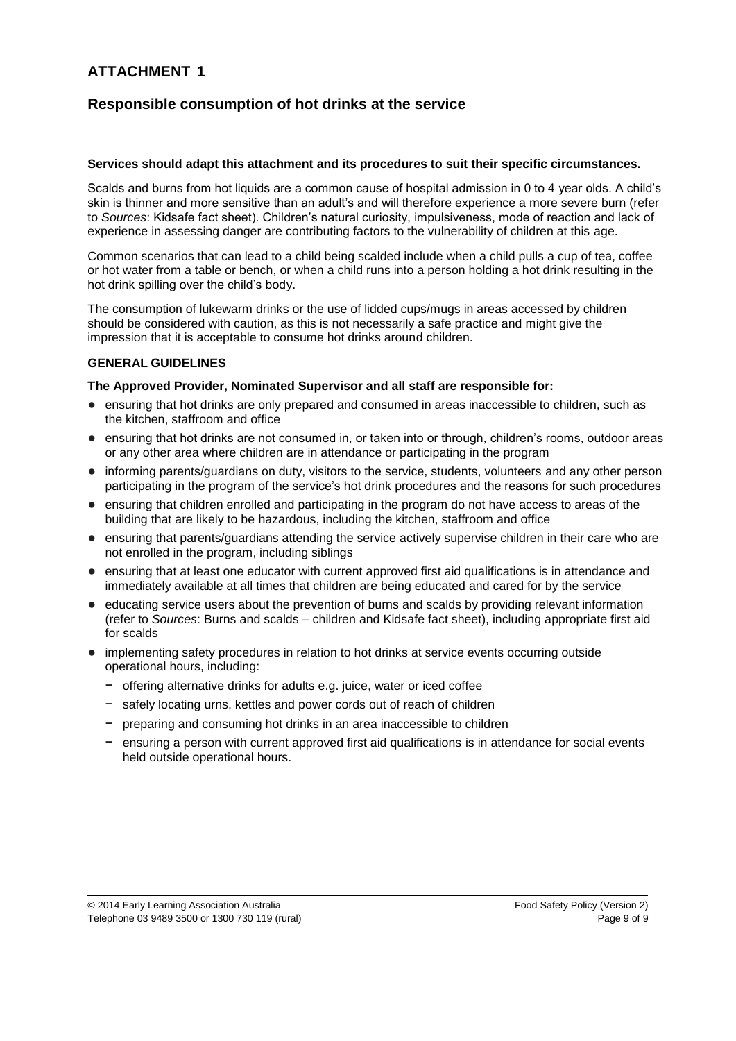# ATTACHMENT 1

## Responsible consumption of hot drinks at the service

**Services should adapt this attachment and its procedures to suit their specific circumstances.**

Scalds and burns from hot liquids are a common cause of hospital admission in 0 to 4 year olds. A child's skin is thinner and more sensitive than an adult's and will therefore experience a more severe burn (refer to *Sources*: Kidsafe fact sheet). Children's natural curiosity, impulsiveness, mode of reaction and lack of experience in assessing danger are contributing factors to the vulnerability of children at this age.

Common scenarios that can lead to a child being scalded include when a child pulls a cup of tea, coffee or hot water from a table or bench, or when a child runs into a person holding a hot drink resulting in the hot drink spilling over the child's body.

The consumption of lukewarm drinks or the use of lidded cups/mugs in areas accessed by children should be considered with caution, as this is not necessarily a safe practice and might give the impression that it is acceptable to consume hot drinks around children.

### GENERAL GUIDELINES

**The Approved Provider, Nominated Supervisor and all staff are responsible for:**

- ensuring that hot drinks are only prepared and consumed in areas inaccessible to children, such as the kitchen, staffroom and office
- ensuring that hot drinks are not consumed in, or taken into or through, children's rooms, outdoor areas or any other area where children are in attendance or participating in the program
- informing parents/guardians on duty, visitors to the service, students, volunteers and any other person participating in the program of the service's hot drink procedures and the reasons for such procedures
- ensuring that children enrolled and participating in the program do not have access to areas of the building that are likely to be hazardous, including the kitchen, staffroom and office
- ensuring that parents/guardians attending the service actively supervise children in their care who are not enrolled in the program, including siblings
- ensuring that at least one educator with current approved first aid qualifications is in attendance and immediately available at all times that children are being educated and cared for by the service
- educating service users about the prevention of burns and scalds by providing relevant information (refer to *Sources*: Burns and scalds – children and Kidsafe fact sheet), including appropriate first aid for scalds
- implementing safety procedures in relation to hot drinks at service events occurring outside operational hours, including:
  - offering alternative drinks for adults e.g. juice, water or iced coffee
  - safely locating urns, kettles and power cords out of reach of children
  - preparing and consuming hot drinks in an area inaccessible to children
  - ensuring a person with current approved first aid qualifications is in attendance for social events held outside operational hours.